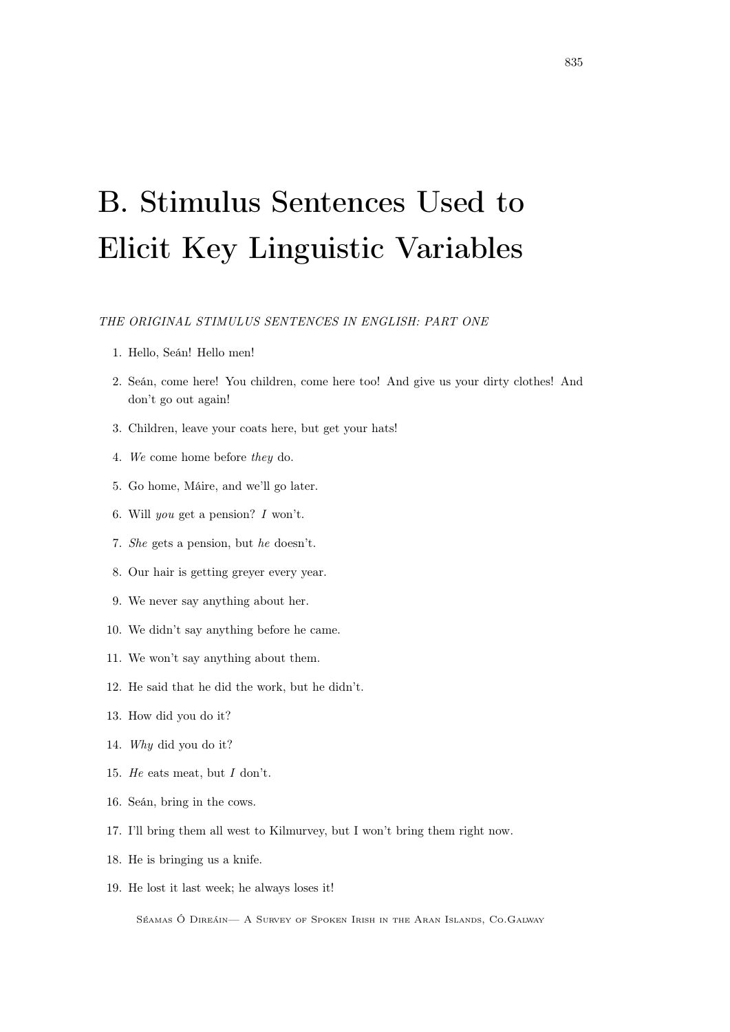# B. Stimulus Sentences Used to Elicit Key Linguistic Variables

*THE ORIGINAL STIMULUS SENTENCES IN ENGLISH: PART ONE*

1. Hello, Seán! Hello men!
2. Seán, come here! You children, come here too! And give us your dirty clothes! And don't go out again!
3. Children, leave your coats here, but get your hats!
4. *We* come home before *they* do.
5. Go home, Máire, and we'll go later.
6. Will *you* get a pension? *I* won't.
7. *She* gets a pension, but *he* doesn't.
8. Our hair is getting greyer every year.
9. We never say anything about her.
10. We didn't say anything before he came.
11. We won't say anything about them.
12. He said that he did the work, but he didn't.
13. How did you do it?
14. *Why* did you do it?
15. *He* eats meat, but *I* don't.
16. Seán, bring in the cows.
17. I'll bring them all west to Kilmurvey, but I won't bring them right now.
18. He is bringing us a knife.
19. He lost it last week; he always loses it!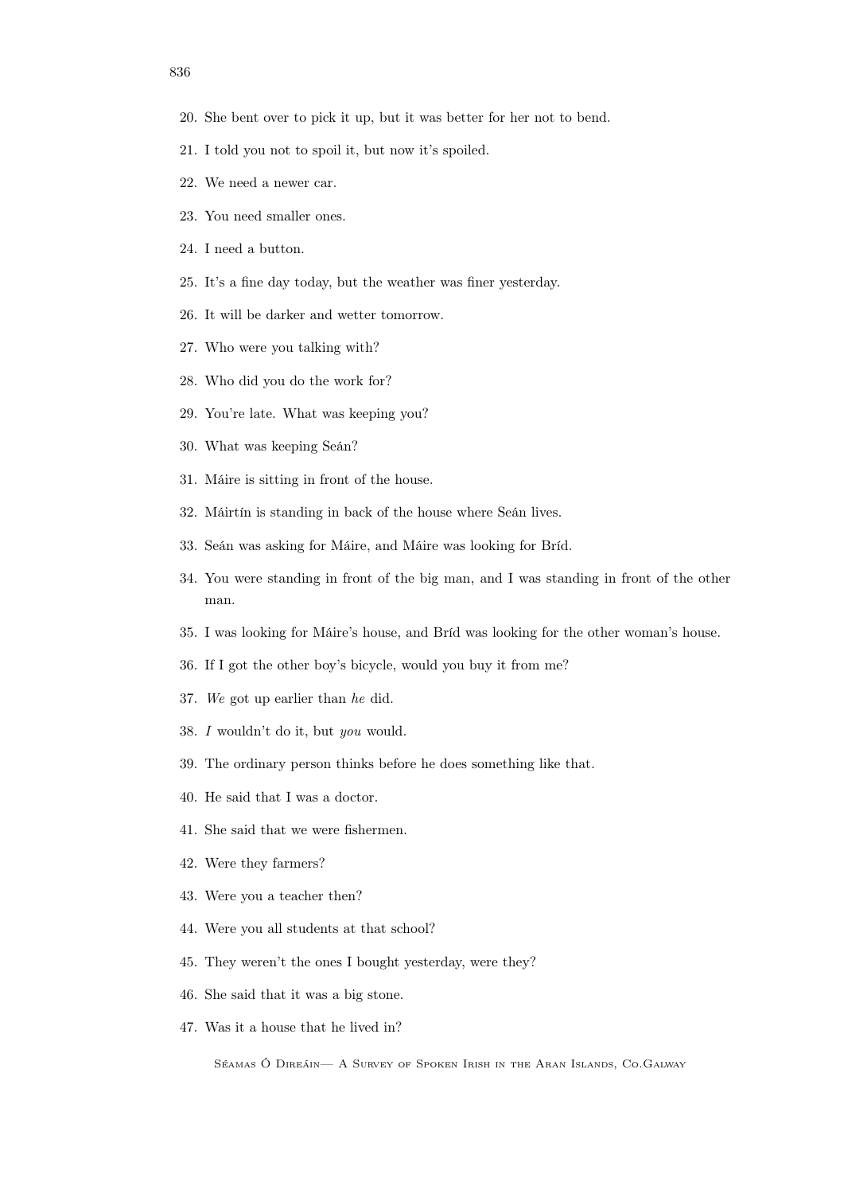20. She bent over to pick it up, but it was better for her not to bend.

21. I told you not to spoil it, but now it's spoiled.

22. We need a newer car.

23. You need smaller ones.

24. I need a button.

25. It's a fine day today, but the weather was finer yesterday.

26. It will be darker and wetter tomorrow.

27. Who were you talking with?

28. Who did you do the work for?

29. You're late. What was keeping you?

30. What was keeping Seán?

31. Máire is sitting in front of the house.

32. Máirtín is standing in back of the house where Seán lives.

33. Seán was asking for Máire, and Máire was looking for Bríd.

34. You were standing in front of the big man, and I was standing in front of the other man.

35. I was looking for Máire's house, and Bríd was looking for the other woman's house.

36. If I got the other boy's bicycle, would you buy it from me?

37. *We* got up earlier than *he* did.

38. *I* wouldn't do it, but *you* would.

39. The ordinary person thinks before he does something like that.

40. He said that I was a doctor.

41. She said that we were fishermen.

42. Were they farmers?

43. Were you a teacher then?

44. Were you all students at that school?

45. They weren't the ones I bought yesterday, were they?

46. She said that it was a big stone.

47. Was it a house that he lived in?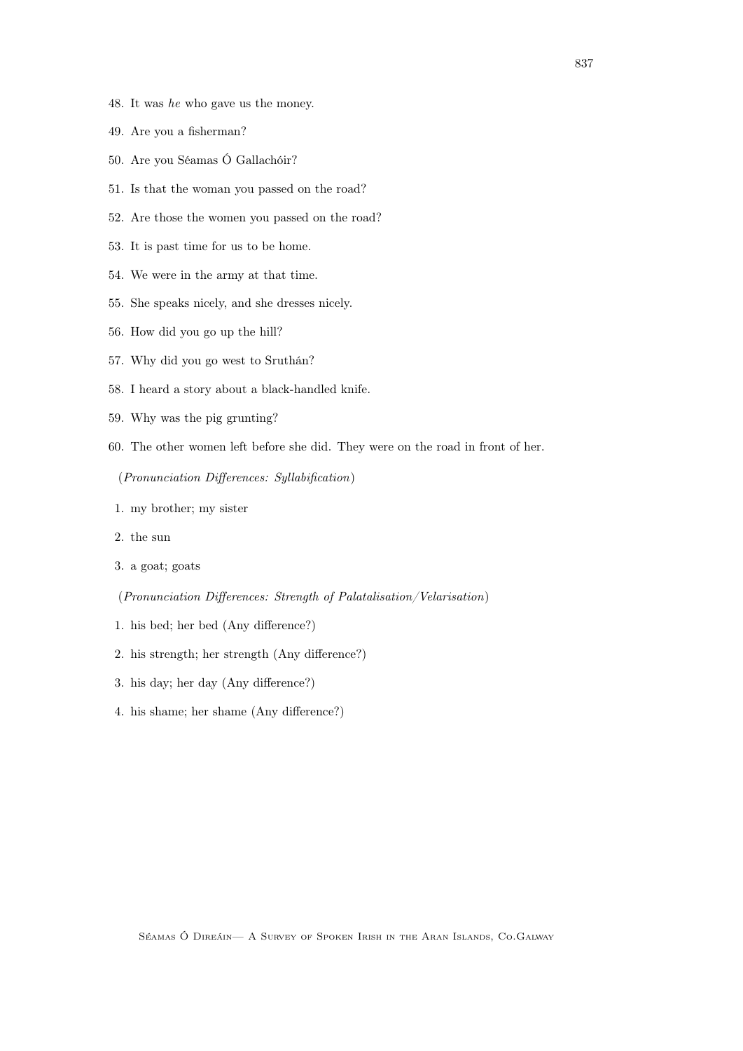48. It was *he* who gave us the money.
49. Are you a fisherman?
50. Are you Séamas Ó Gallachóir?
51. Is that the woman you passed on the road?
52. Are those the women you passed on the road?
53. It is past time for us to be home.
54. We were in the army at that time.
55. She speaks nicely, and she dresses nicely.
56. How did you go up the hill?
57. Why did you go west to Sruthán?
58. I heard a story about a black-handled knife.
59. Why was the pig grunting?
60. The other women left before she did. They were on the road in front of her.

(*Pronunciation Differences: Syllabification*)

1. my brother; my sister
2. the sun
3. a goat; goats

(*Pronunciation Differences: Strength of Palatalisation/Velarisation*)

1. his bed; her bed (Any difference?)
2. his strength; her strength (Any difference?)
3. his day; her day (Any difference?)
4. his shame; her shame (Any difference?)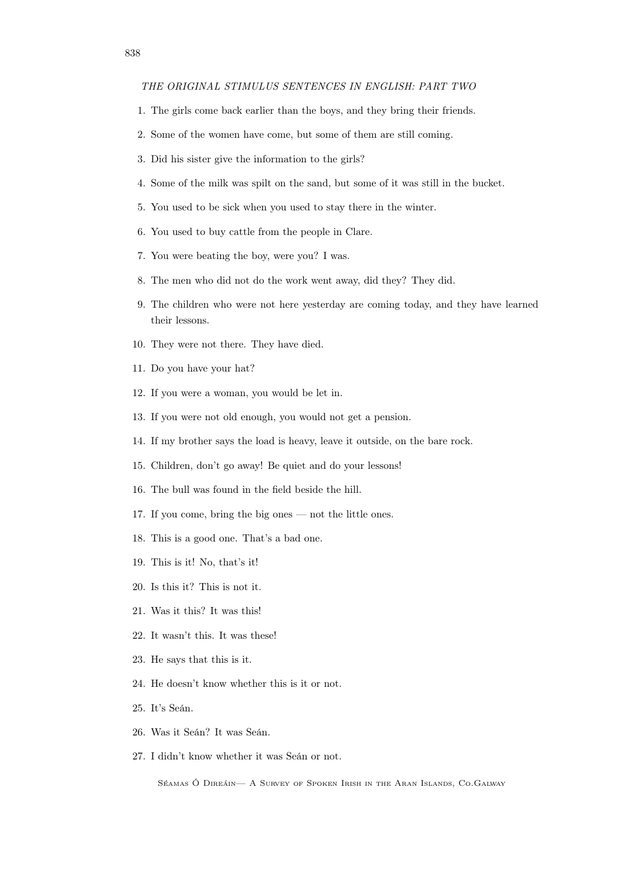*THE ORIGINAL STIMULUS SENTENCES IN ENGLISH: PART TWO*

1. The girls come back earlier than the boys, and they bring their friends.
2. Some of the women have come, but some of them are still coming.
3. Did his sister give the information to the girls?
4. Some of the milk was spilt on the sand, but some of it was still in the bucket.
5. You used to be sick when you used to stay there in the winter.
6. You used to buy cattle from the people in Clare.
7. You were beating the boy, were you? I was.
8. The men who did not do the work went away, did they? They did.
9. The children who were not here yesterday are coming today, and they have learned their lessons.
10. They were not there. They have died.
11. Do you have your hat?
12. If you were a woman, you would be let in.
13. If you were not old enough, you would not get a pension.
14. If my brother says the load is heavy, leave it outside, on the bare rock.
15. Children, don't go away! Be quiet and do your lessons!
16. The bull was found in the field beside the hill.
17. If you come, bring the big ones — not the little ones.
18. This is a good one. That's a bad one.
19. This is it! No, that's it!
20. Is this it? This is not it.
21. Was it this? It was this!
22. It wasn't this. It was these!
23. He says that this is it.
24. He doesn't know whether this is it or not.
25. It's Seán.
26. Was it Seán? It was Seán.
27. I didn't know whether it was Seán or not.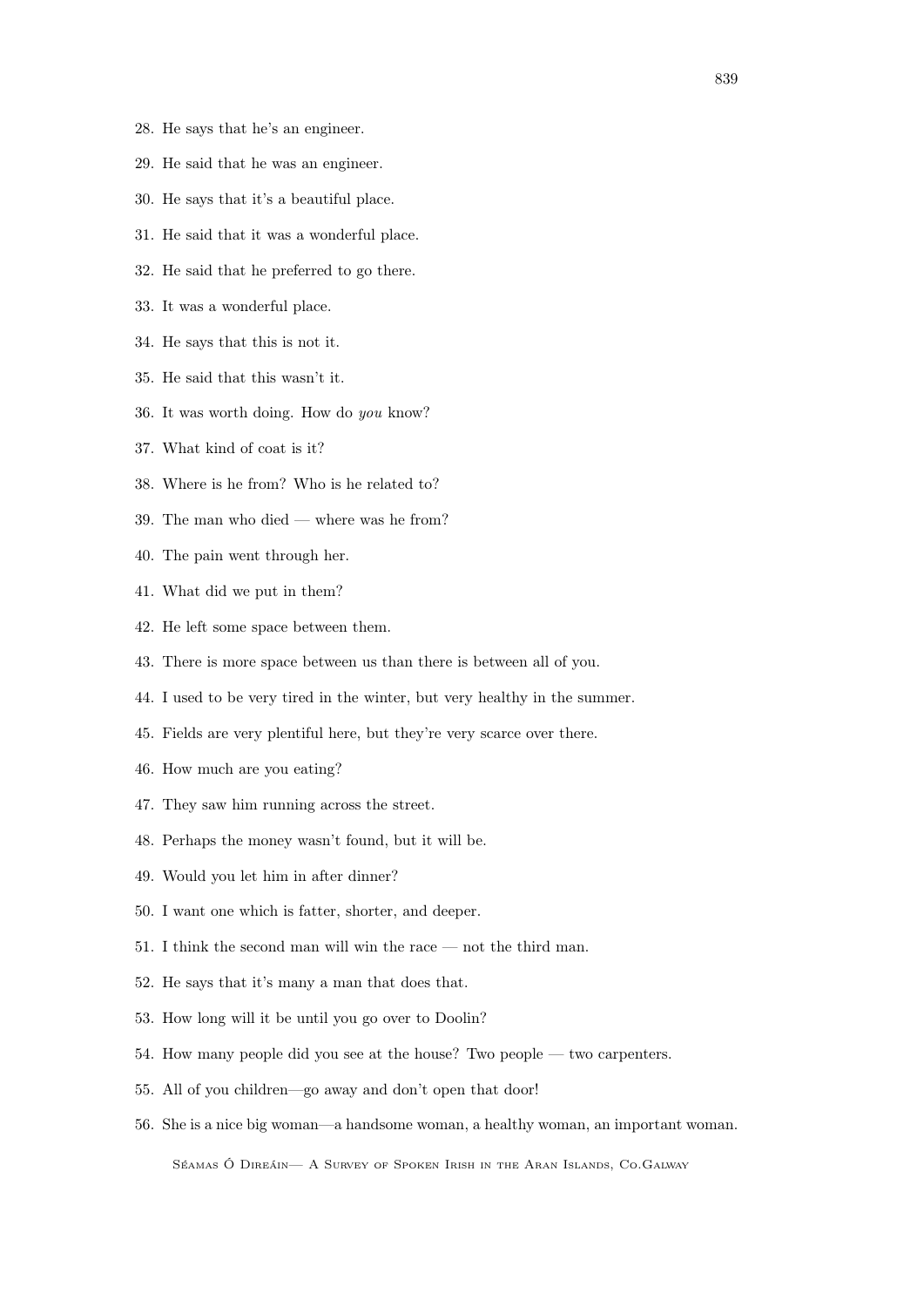28. He says that he's an engineer.
29. He said that he was an engineer.
30. He says that it's a beautiful place.
31. He said that it was a wonderful place.
32. He said that he preferred to go there.
33. It was a wonderful place.
34. He says that this is not it.
35. He said that this wasn't it.
36. It was worth doing. How do *you* know?
37. What kind of coat is it?
38. Where is he from? Who is he related to?
39. The man who died — where was he from?
40. The pain went through her.
41. What did we put in them?
42. He left some space between them.
43. There is more space between us than there is between all of you.
44. I used to be very tired in the winter, but very healthy in the summer.
45. Fields are very plentiful here, but they're very scarce over there.
46. How much are you eating?
47. They saw him running across the street.
48. Perhaps the money wasn't found, but it will be.
49. Would you let him in after dinner?
50. I want one which is fatter, shorter, and deeper.
51. I think the second man will win the race — not the third man.
52. He says that it's many a man that does that.
53. How long will it be until you go over to Doolin?
54. How many people did you see at the house? Two people — two carpenters.
55. All of you children—go away and don't open that door!
56. She is a nice big woman—a handsome woman, a healthy woman, an important woman.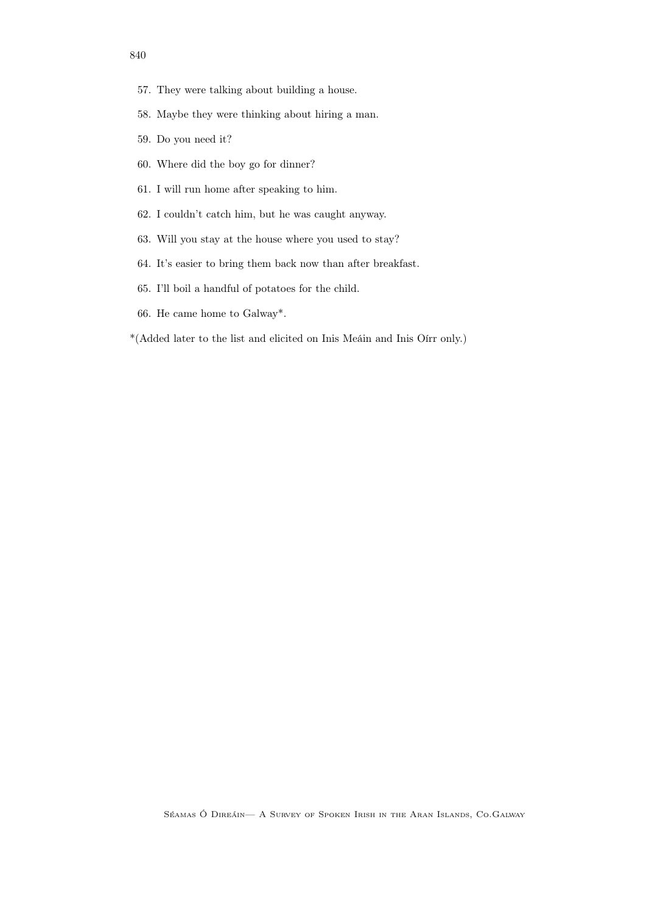57. They were talking about building a house.
58. Maybe they were thinking about hiring a man.
59. Do you need it?
60. Where did the boy go for dinner?
61. I will run home after speaking to him.
62. I couldn't catch him, but he was caught anyway.
63. Will you stay at the house where you used to stay?
64. It's easier to bring them back now than after breakfast.
65. I'll boil a handful of potatoes for the child.
66. He came home to Galway*.

*(Added later to the list and elicited on Inis Meáin and Inis Oírr only.)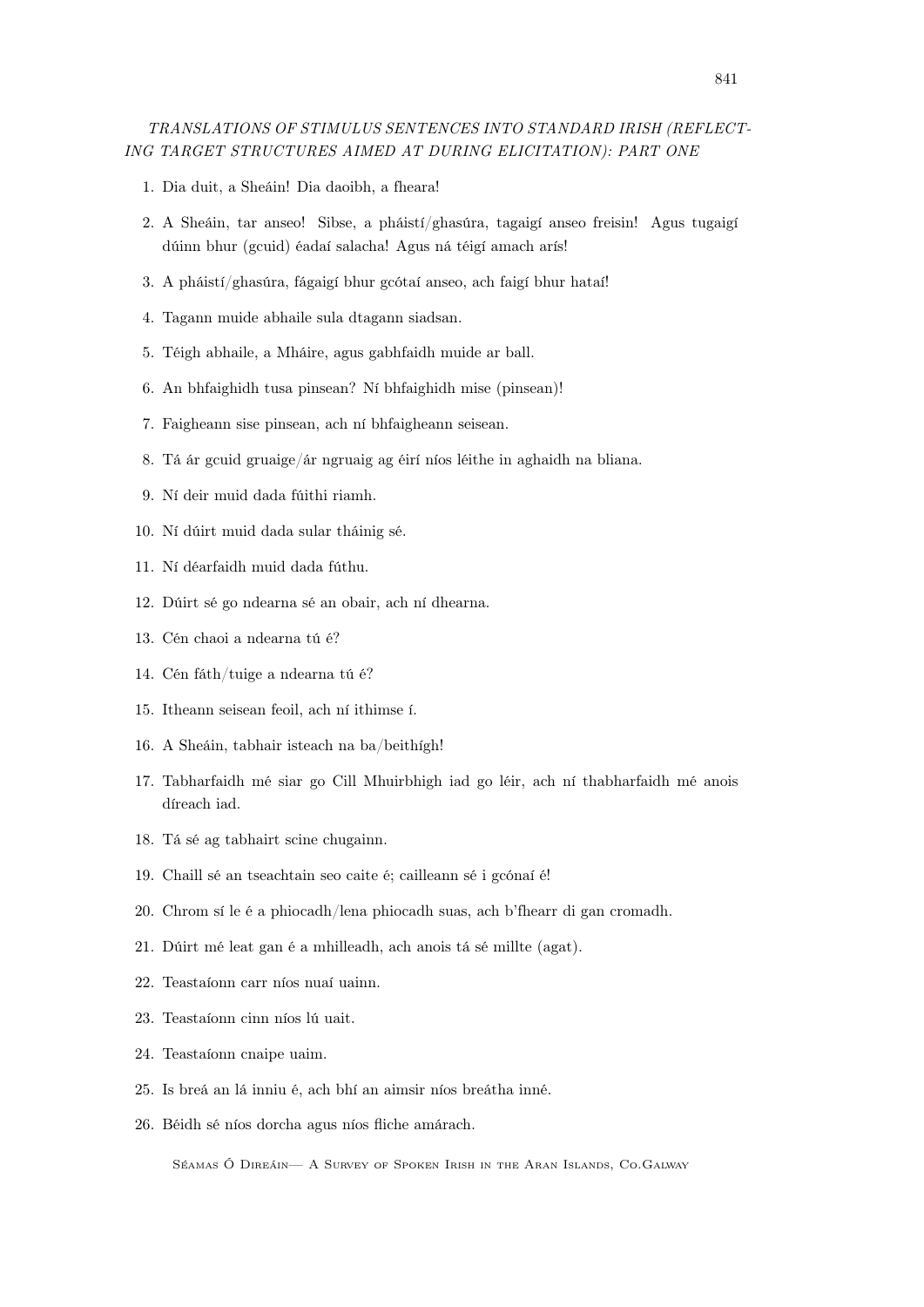*TRANSLATIONS OF STIMULUS SENTENCES INTO STANDARD IRISH (REFLECTING TARGET STRUCTURES AIMED AT DURING ELICITATION): PART ONE*

1. Dia duit, a Sheáin! Dia daoibh, a fheara!
2. A Sheáin, tar anseo! Sibse, a pháistí/ghasúra, tagaigí anseo freisin! Agus tugaigí dúinn bhur (gcuid) éadaí salacha! Agus ná téigí amach arís!
3. A pháistí/ghasúra, fágaigí bhur gcótaí anseo, ach faigí bhur hataí!
4. Tagann muide abhaile sula dtagann siadsan.
5. Téigh abhaile, a Mháire, agus gabhfaidh muide ar ball.
6. An bhfaighidh tusa pinsean? Ní bhfaighidh mise (pinsean)!
7. Faigheann sise pinsean, ach ní bhfaigheann seisean.
8. Tá ár gcuid gruaige/ár ngruaig ag éirí níos léithe in aghaidh na bliana.
9. Ní deir muid dada fúithi riamh.
10. Ní dúirt muid dada sular tháinig sé.
11. Ní déarfaidh muid dada fúthu.
12. Dúirt sé go ndearna sé an obair, ach ní dhearna.
13. Cén chaoi a ndearna tú é?
14. Cén fáth/tuige a ndearna tú é?
15. Itheann seisean feoil, ach ní ithimse í.
16. A Sheáin, tabhair isteach na ba/beithígh!
17. Tabharfaidh mé siar go Cill Mhuirbhigh iad go léir, ach ní thabharfaidh mé anois díreach iad.
18. Tá sé ag tabhairt scine chugainn.
19. Chaill sé an tseachtain seo caite é; cailleann sé i gcónaí é!
20. Chrom sí le é a phiocadh/lena phiocadh suas, ach b'fhearr di gan cromadh.
21. Dúirt mé leat gan é a mhilleadh, ach anois tá sé millte (agat).
22. Teastaíonn carr níos nuaí uainn.
23. Teastaíonn cinn níos lú uait.
24. Teastaíonn cnaipe uaim.
25. Is breá an lá inniu é, ach bhí an aimsir níos breátha inné.
26. Béidh sé níos dorcha agus níos fliche amárach.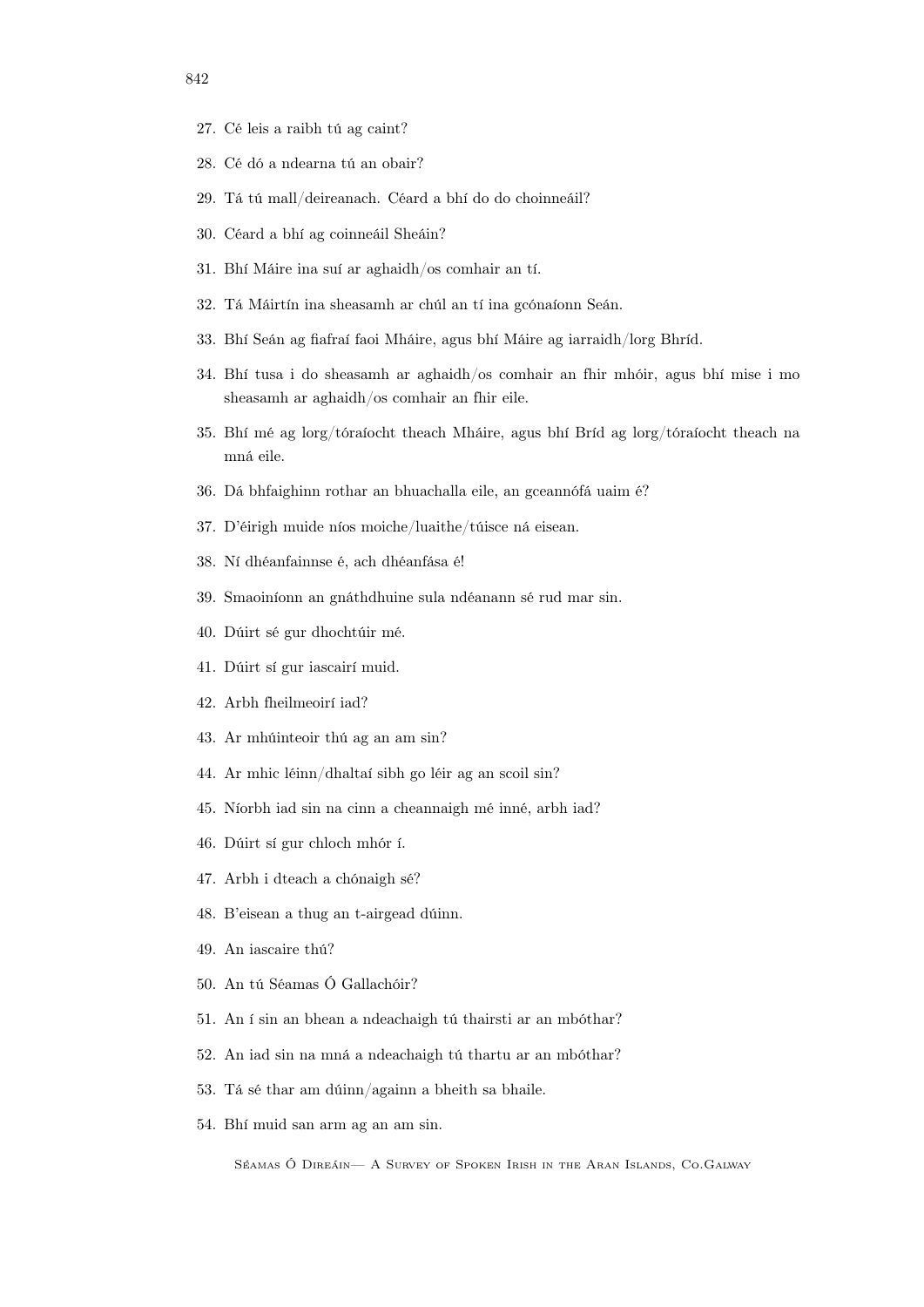27. Cé leis a raibh tú ag caint?

28. Cé dó a ndearna tú an obair?

29. Tá tú mall/deireanach. Céard a bhí do do choinneáil?

30. Céard a bhí ag coinneáil Sheáin?

31. Bhí Máire ina suí ar aghaidh/os comhair an tí.

32. Tá Máirtín ina sheasamh ar chúl an tí ina gcónaíonn Seán.

33. Bhí Seán ag fiafraí faoi Mháire, agus bhí Máire ag iarraidh/lorg Bhríd.

34. Bhí tusa i do sheasamh ar aghaidh/os comhair an fhir mhóir, agus bhí mise i mo sheasamh ar aghaidh/os comhair an fhir eile.

35. Bhí mé ag lorg/tóraíocht theach Mháire, agus bhí Bríd ag lorg/tóraíocht theach na mná eile.

36. Dá bhfaighinn rothar an bhuachalla eile, an gceannófá uaim é?

37. D'éirigh muide níos moiche/luaithe/túisce ná eisean.

38. Ní dhéanfainnse é, ach dhéanfása é!

39. Smaoiníonn an gnáthdhuine sula ndéanann sé rud mar sin.

40. Dúirt sé gur dhochtúir mé.

41. Dúirt sí gur iascairí muid.

42. Arbh fheilmeoirí iad?

43. Ar mhúinteoir thú ag an am sin?

44. Ar mhic léinn/dhaltaí sibh go léir ag an scoil sin?

45. Níorbh iad sin na cinn a cheannaigh mé inné, arbh iad?

46. Dúirt sí gur chloch mhór í.

47. Arbh i dteach a chónaigh sé?

48. B'eisean a thug an t-airgead dúinn.

49. An iascaire thú?

50. An tú Séamas Ó Gallachóir?

51. An í sin an bhean a ndeachaigh tú thairsti ar an mbóthar?

52. An iad sin na mná a ndeachaigh tú thartu ar an mbóthar?

53. Tá sé thar am dúinn/againn a bheith sa bhaile.

54. Bhí muid san arm ag an am sin.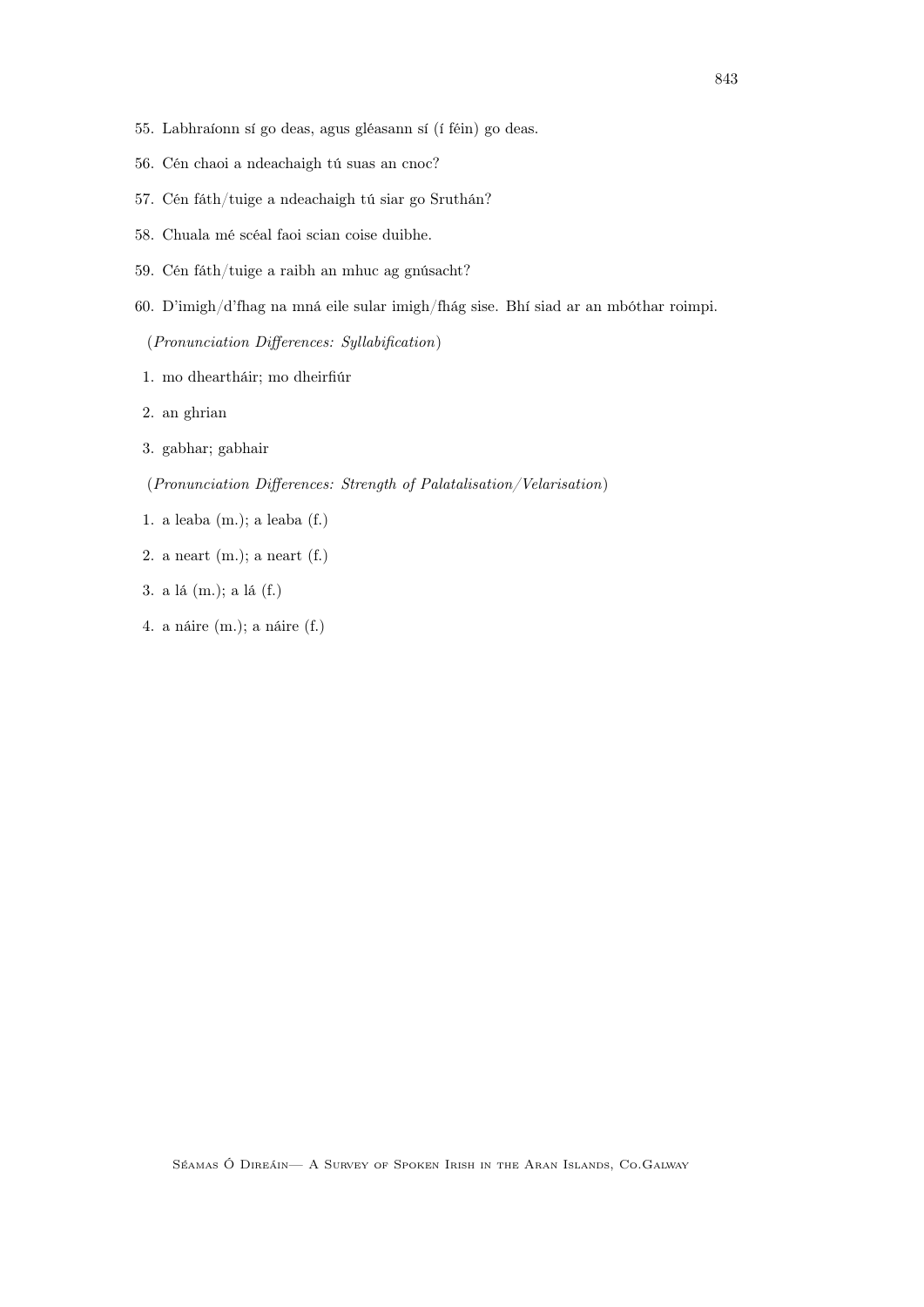55. Labhraíonn sí go deas, agus gléasann sí (í féin) go deas.

56. Cén chaoi a ndeachaigh tú suas an cnoc?

57. Cén fáth/tuige a ndeachaigh tú siar go Sruthán?

58. Chuala mé scéal faoi scian coise duibhe.

59. Cén fáth/tuige a raibh an mhuc ag gnúsacht?

60. D'imigh/d'fhag na mná eile sular imigh/fhág sise. Bhí siad ar an mbóthar roimpi.

(*Pronunciation Differences: Syllabification*)

1. mo dheartháir; mo dheirfiúr
2. an ghrian
3. gabhar; gabhair

(*Pronunciation Differences: Strength of Palatalisation/Velarisation*)

1. a leaba (m.); a leaba (f.)
2. a neart (m.); a neart (f.)
3. a lá (m.); a lá (f.)
4. a náire (m.); a náire (f.)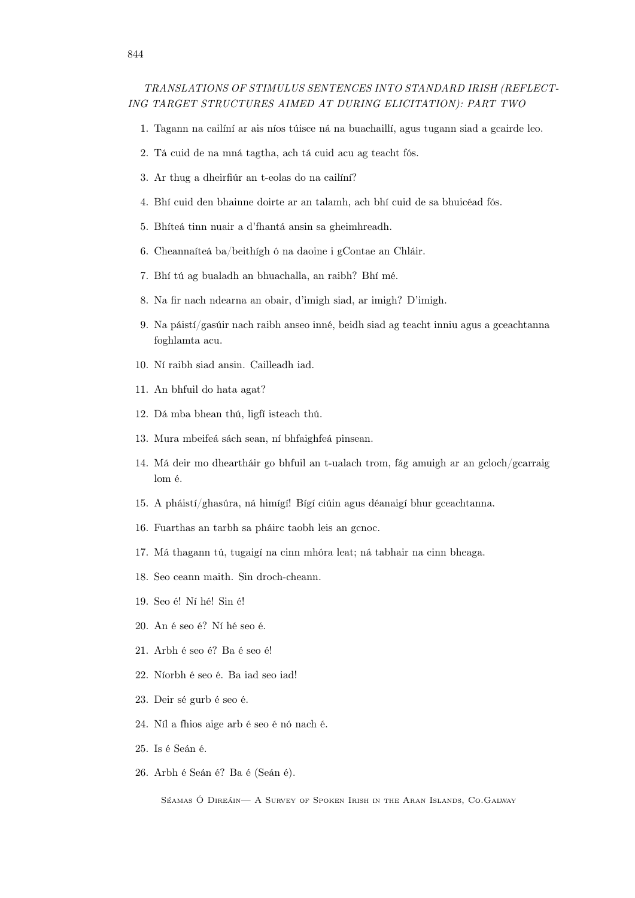*TRANSLATIONS OF STIMULUS SENTENCES INTO STANDARD IRISH (REFLECTING TARGET STRUCTURES AIMED AT DURING ELICITATION): PART TWO*

1. Tagann na cailíní ar ais níos túisce ná na buachaillí, agus tugann siad a gcairde leo.
2. Tá cuid de na mná tagtha, ach tá cuid acu ag teacht fós.
3. Ar thug a dheirfiúr an t-eolas do na cailíní?
4. Bhí cuid den bhainne doirte ar an talamh, ach bhí cuid de sa bhuicéad fós.
5. Bhíteá tinn nuair a d'fhantá ansin sa gheimhreadh.
6. Cheannaíteá ba/beithígh ó na daoine i gContae an Chláir.
7. Bhí tú ag bualadh an bhuachalla, an raibh? Bhí mé.
8. Na fir nach ndearna an obair, d'imigh siad, ar imigh? D'imigh.
9. Na páistí/gasúir nach raibh anseo inné, beidh siad ag teacht inniu agus a gceachtanna foghlamta acu.
10. Ní raibh siad ansin. Cailleadh iad.
11. An bhfuil do hata agat?
12. Dá mba bhean thú, ligfí isteach thú.
13. Mura mbeifeá sách sean, ní bhfaighfeá pinsean.
14. Má deir mo dheartháir go bhfuil an t-ualach trom, fág amuigh ar an gcloch/gcarraig lom é.
15. A pháistí/ghasúra, ná himígí! Bígí ciúin agus déanaigí bhur gceachtanna.
16. Fuarthas an tarbh sa pháirc taobh leis an gcnoc.
17. Má thagann tú, tugaigí na cinn mhóra leat; ná tabhair na cinn bheaga.
18. Seo ceann maith. Sin droch-cheann.
19. Seo é! Ní hé! Sin é!
20. An é seo é? Ní hé seo é.
21. Arbh é seo é? Ba é seo é!
22. Níorbh é seo é. Ba iad seo iad!
23. Deir sé gurb é seo é.
24. Níl a fhios aige arb é seo é nó nach é.
25. Is é Seán é.
26. Arbh é Seán é? Ba é (Seán é).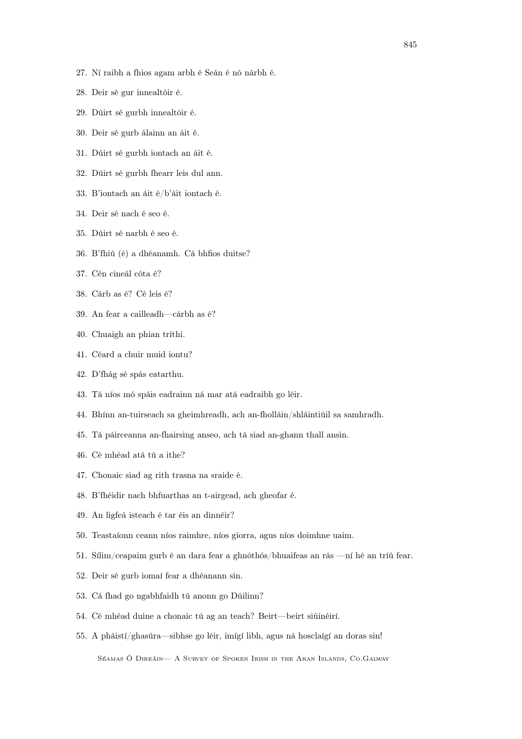27. Ní raibh a fhios agam arbh é Seán é nó nárbh é.
28. Deir sé gur innealtóir é.
29. Dúirt sé gurbh innealtóir é.
30. Deir sé gurb álainn an áit é.
31. Dúirt sé gurbh iontach an áit é.
32. Dúirt sé gurbh fhearr leis dul ann.
33. B'iontach an áit é/b'áit iontach é.
34. Deir sé nach é seo é.
35. Dúirt sé narbh é seo é.
36. B'fhiú (é) a dhéanamh. Cá bhfios duitse?
37. Cén cineál cóta é?
38. Cárb as é? Cé leis é?
39. An fear a cailleadh—cárbh as é?
40. Chuaigh an phian tríthi.
41. Céard a chuir muid iontu?
42. D'fhág sé spás eatarthu.
43. Tá níos mó spáis eadrainn ná mar atá eadraibh go léir.
44. Bhínn an-tuirseach sa gheimhreadh, ach an-fholláin/shláintiúil sa samhradh.
45. Tá páirceanna an-fhairsing anseo, ach tá siad an-ghann thall ansin.
46. Cé mhéad atá tú a ithe?
47. Chonaic siad ag rith trasna na sraide é.
48. B'fhéidir nach bhfuarthas an t-airgead, ach gheofar é.
49. An ligfeá isteach é tar éis an dinnéir?
50. Teastaíonn ceann níos raimhre, níos giorra, agus níos doimhne uaim.
51. Sílim/ceapaim gurb é an dara fear a ghnóthós/bhuaifeas an rás —ní hé an tríú fear.
52. Deir sé gurb iomaí fear a dhéanann sin.
53. Cá fhad go ngabhfaidh tú anonn go Dúilinn?
54. Cé mhéad duine a chonaic tú ag an teach? Beirt—beirt siúinéirí.
55. A pháistí/ghasúra—sibhse go léir, imígí libh, agus ná hosclaígí an doras sin!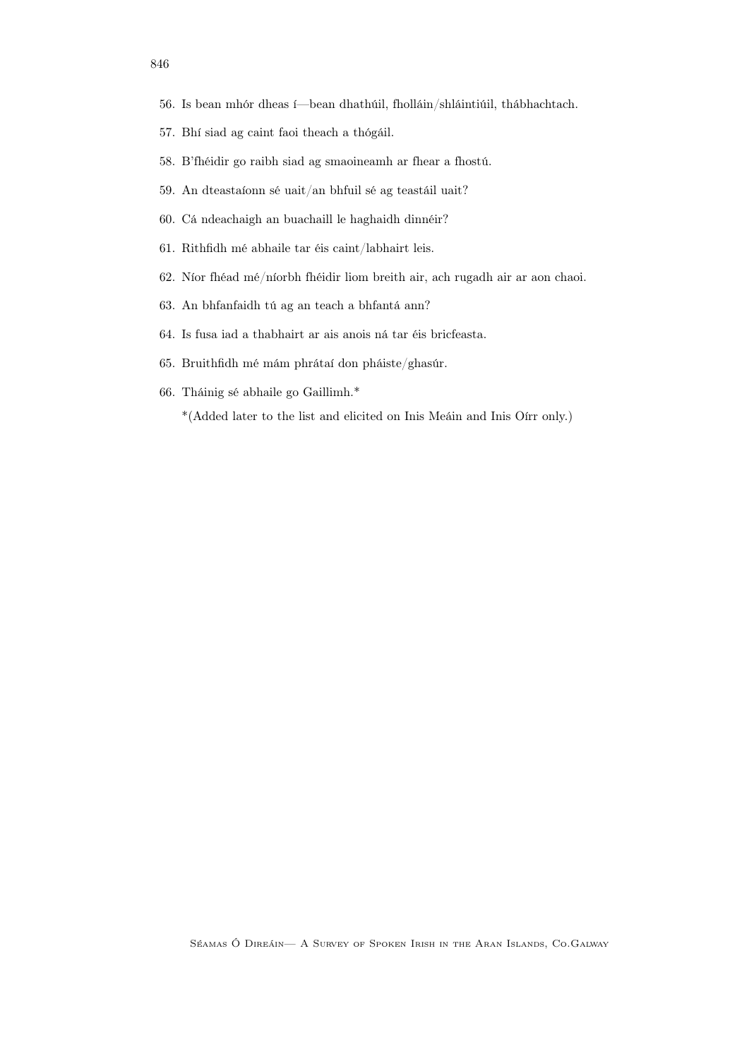56. Is bean mhór dheas í—bean dhathúil, fholláin/shláintiúil, thábhachtach.
57. Bhí siad ag caint faoi theach a thógáil.
58. B'fhéidir go raibh siad ag smaoineamh ar fhear a fhostú.
59. An dteastaíonn sé uait/an bhfuil sé ag teastáil uait?
60. Cá ndeachaigh an buachaill le haghaidh dinnéir?
61. Rithfidh mé abhaile tar éis caint/labhairt leis.
62. Níor fhéad mé/níorbh fhéidir liom breith air, ach rugadh air ar aon chaoi.
63. An bhfanfaidh tú ag an teach a bhfantá ann?
64. Is fusa iad a thabhairt ar ais anois ná tar éis bricfeasta.
65. Bruithfidh mé mám phrátaí don pháiste/ghasúr.
66. Tháinig sé abhaile go Gaillimh.*

    *(Added later to the list and elicited on Inis Meáin and Inis Oírr only.)